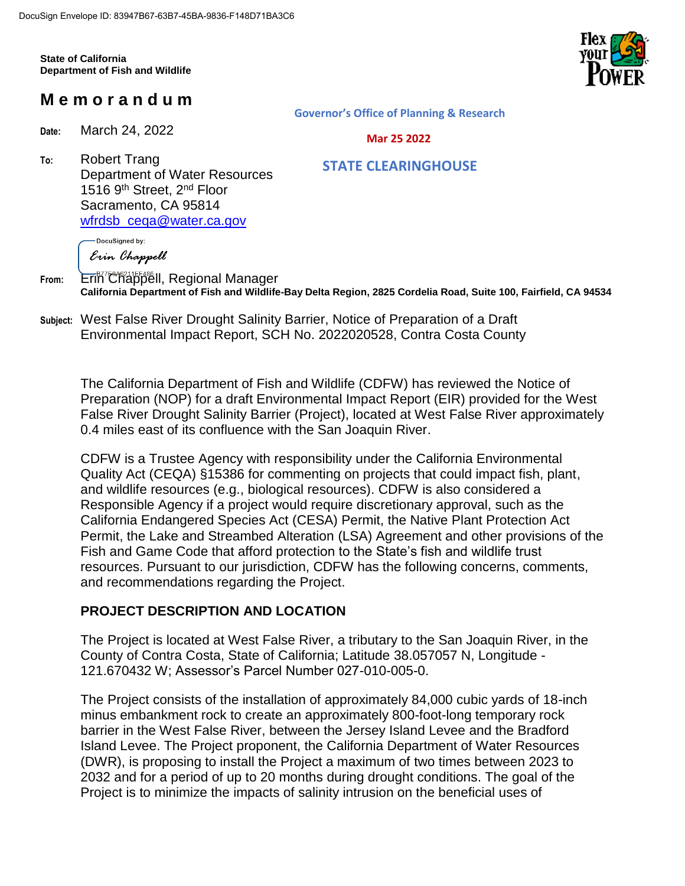DocuSign Envelope ID: 83947B67-63B7-45BA-9836-F148D71BA3C6

**State of California**
**Department of Fish and Wildlife**

# Memorandum

**Governor's Office of Planning & Research**

**Mar 25 2022**

**STATE CLEARINGHOUSE**

**Date:** March 24, 2022

**To:** Robert Trang
Department of Water Resources
1516 9th Street, 2nd Floor
Sacramento, CA 95814
wfrdsb_ceqa@water.ca.gov

DocuSigned by:
Erin Chappell

**From:** Erin Chappell, Regional Manager
**California Department of Fish and Wildlife-Bay Delta Region, 2825 Cordelia Road, Suite 100, Fairfield, CA 94534**

**Subject:** West False River Drought Salinity Barrier, Notice of Preparation of a Draft Environmental Impact Report, SCH No. 2022020528, Contra Costa County

The California Department of Fish and Wildlife (CDFW) has reviewed the Notice of Preparation (NOP) for a draft Environmental Impact Report (EIR) provided for the West False River Drought Salinity Barrier (Project), located at West False River approximately 0.4 miles east of its confluence with the San Joaquin River.

CDFW is a Trustee Agency with responsibility under the California Environmental Quality Act (CEQA) §15386 for commenting on projects that could impact fish, plant, and wildlife resources (e.g., biological resources). CDFW is also considered a Responsible Agency if a project would require discretionary approval, such as the California Endangered Species Act (CESA) Permit, the Native Plant Protection Act Permit, the Lake and Streambed Alteration (LSA) Agreement and other provisions of the Fish and Game Code that afford protection to the State's fish and wildlife trust resources. Pursuant to our jurisdiction, CDFW has the following concerns, comments, and recommendations regarding the Project.

## PROJECT DESCRIPTION AND LOCATION

The Project is located at West False River, a tributary to the San Joaquin River, in the County of Contra Costa, State of California; Latitude 38.057057 N, Longitude -121.670432 W; Assessor's Parcel Number 027-010-005-0.

The Project consists of the installation of approximately 84,000 cubic yards of 18-inch minus embankment rock to create an approximately 800-foot-long temporary rock barrier in the West False River, between the Jersey Island Levee and the Bradford Island Levee. The Project proponent, the California Department of Water Resources (DWR), is proposing to install the Project a maximum of two times between 2023 to 2032 and for a period of up to 20 months during drought conditions. The goal of the Project is to minimize the impacts of salinity intrusion on the beneficial uses of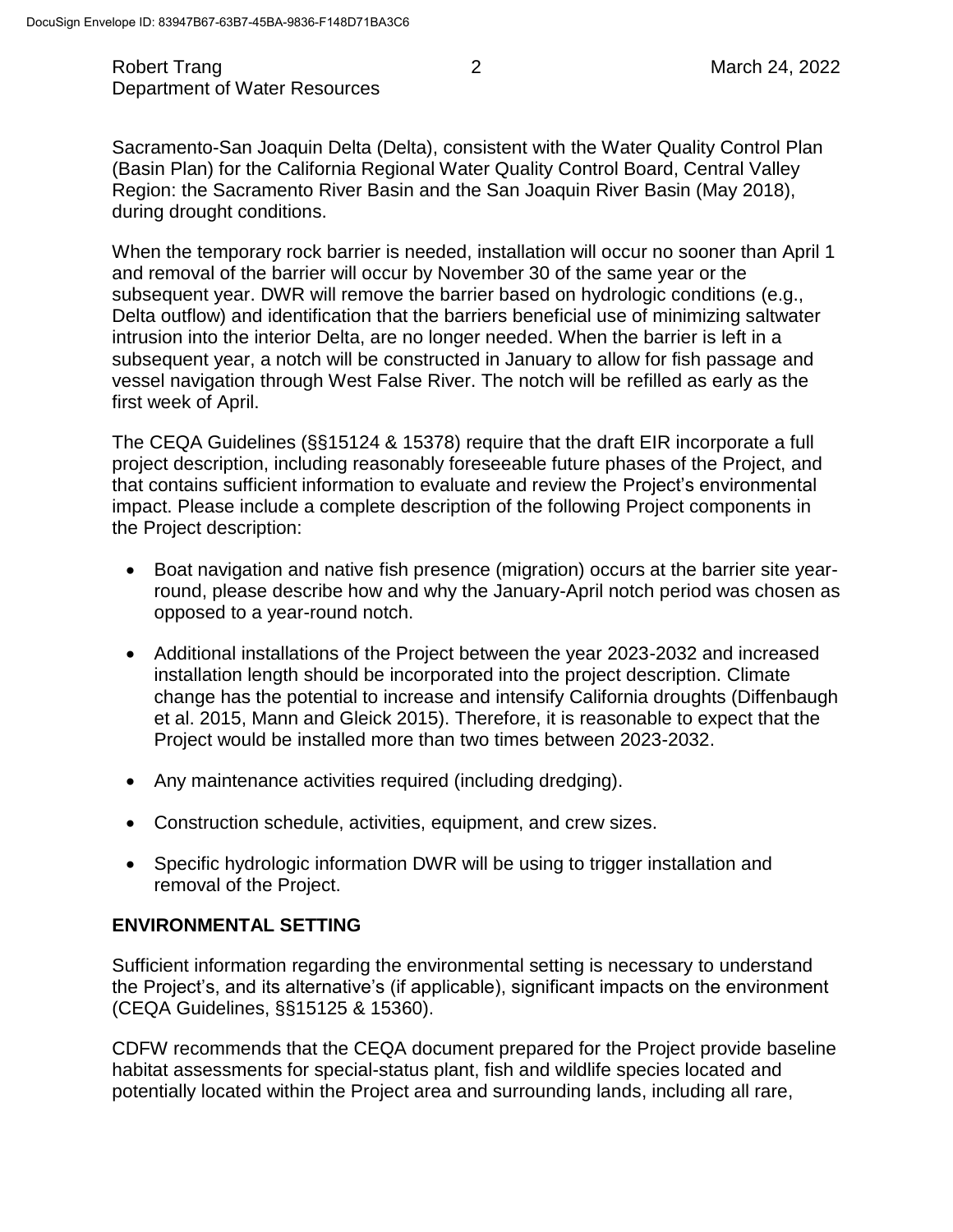Sacramento-San Joaquin Delta (Delta), consistent with the Water Quality Control Plan (Basin Plan) for the California Regional Water Quality Control Board, Central Valley Region: the Sacramento River Basin and the San Joaquin River Basin (May 2018), during drought conditions.

When the temporary rock barrier is needed, installation will occur no sooner than April 1 and removal of the barrier will occur by November 30 of the same year or the subsequent year. DWR will remove the barrier based on hydrologic conditions (e.g., Delta outflow) and identification that the barriers beneficial use of minimizing saltwater intrusion into the interior Delta, are no longer needed. When the barrier is left in a subsequent year, a notch will be constructed in January to allow for fish passage and vessel navigation through West False River. The notch will be refilled as early as the first week of April.

The CEQA Guidelines (§§15124 & 15378) require that the draft EIR incorporate a full project description, including reasonably foreseeable future phases of the Project, and that contains sufficient information to evaluate and review the Project's environmental impact. Please include a complete description of the following Project components in the Project description:

- Boat navigation and native fish presence (migration) occurs at the barrier site year-round, please describe how and why the January-April notch period was chosen as opposed to a year-round notch.
- Additional installations of the Project between the year 2023-2032 and increased installation length should be incorporated into the project description. Climate change has the potential to increase and intensify California droughts (Diffenbaugh et al. 2015, Mann and Gleick 2015). Therefore, it is reasonable to expect that the Project would be installed more than two times between 2023-2032.
- Any maintenance activities required (including dredging).
- Construction schedule, activities, equipment, and crew sizes.
- Specific hydrologic information DWR will be using to trigger installation and removal of the Project.

## ENVIRONMENTAL SETTING

Sufficient information regarding the environmental setting is necessary to understand the Project's, and its alternative's (if applicable), significant impacts on the environment (CEQA Guidelines, §§15125 & 15360).

CDFW recommends that the CEQA document prepared for the Project provide baseline habitat assessments for special-status plant, fish and wildlife species located and potentially located within the Project area and surrounding lands, including all rare,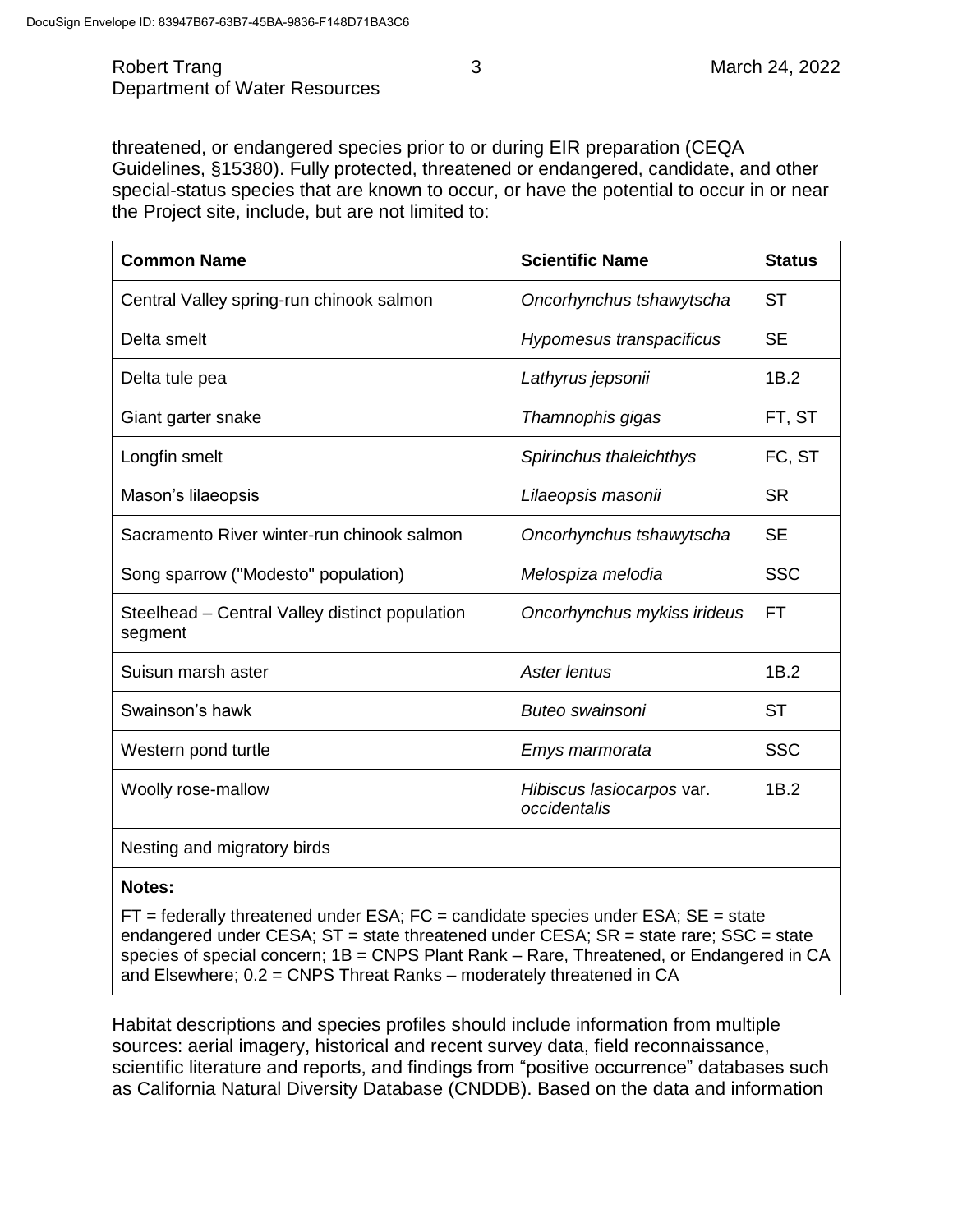threatened, or endangered species prior to or during EIR preparation (CEQA Guidelines, §15380). Fully protected, threatened or endangered, candidate, and other special-status species that are known to occur, or have the potential to occur in or near the Project site, include, but are not limited to:

| Common Name | Scientific Name | Status |
|---|---|---|
| Central Valley spring-run chinook salmon | *Oncorhynchus tshawytscha* | ST |
| Delta smelt | *Hypomesus transpacificus* | SE |
| Delta tule pea | *Lathyrus jepsonii* | 1B.2 |
| Giant garter snake | *Thamnophis gigas* | FT, ST |
| Longfin smelt | *Spirinchus thaleichthys* | FC, ST |
| Mason's lilaeopsis | *Lilaeopsis masonii* | SR |
| Sacramento River winter-run chinook salmon | *Oncorhynchus tshawytscha* | SE |
| Song sparrow ("Modesto" population) | *Melospiza melodia* | SSC |
| Steelhead – Central Valley distinct population segment | *Oncorhynchus mykiss irideus* | FT |
| Suisun marsh aster | *Aster lentus* | 1B.2 |
| Swainson's hawk | *Buteo swainsoni* | ST |
| Western pond turtle | *Emys marmorata* | SSC |
| Woolly rose-mallow | *Hibiscus lasiocarpos* var. *occidentalis* | 1B.2 |
| Nesting and migratory birds | | |

**Notes:**

FT = federally threatened under ESA; FC = candidate species under ESA; SE = state endangered under CESA; ST = state threatened under CESA; SR = state rare; SSC = state species of special concern; 1B = CNPS Plant Rank – Rare, Threatened, or Endangered in CA and Elsewhere; 0.2 = CNPS Threat Ranks – moderately threatened in CA

Habitat descriptions and species profiles should include information from multiple sources: aerial imagery, historical and recent survey data, field reconnaissance, scientific literature and reports, and findings from "positive occurrence" databases such as California Natural Diversity Database (CNDDB). Based on the data and information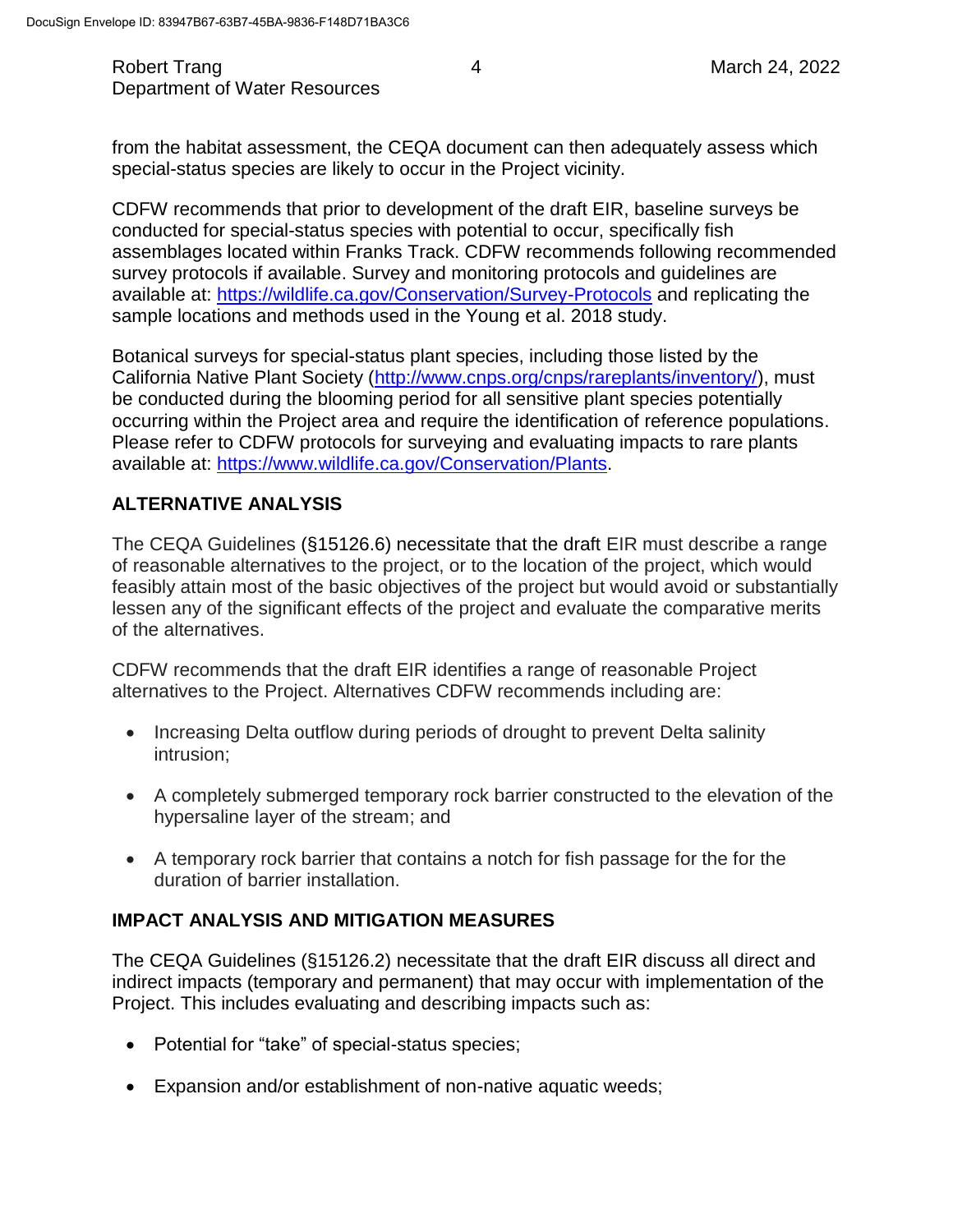from the habitat assessment, the CEQA document can then adequately assess which special-status species are likely to occur in the Project vicinity.

CDFW recommends that prior to development of the draft EIR, baseline surveys be conducted for special-status species with potential to occur, specifically fish assemblages located within Franks Track. CDFW recommends following recommended survey protocols if available. Survey and monitoring protocols and guidelines are available at: https://wildlife.ca.gov/Conservation/Survey-Protocols and replicating the sample locations and methods used in the Young et al. 2018 study.

Botanical surveys for special-status plant species, including those listed by the California Native Plant Society (http://www.cnps.org/cnps/rareplants/inventory/), must be conducted during the blooming period for all sensitive plant species potentially occurring within the Project area and require the identification of reference populations. Please refer to CDFW protocols for surveying and evaluating impacts to rare plants available at: https://www.wildlife.ca.gov/Conservation/Plants.

## ALTERNATIVE ANALYSIS

The CEQA Guidelines (§15126.6) necessitate that the draft EIR must describe a range of reasonable alternatives to the project, or to the location of the project, which would feasibly attain most of the basic objectives of the project but would avoid or substantially lessen any of the significant effects of the project and evaluate the comparative merits of the alternatives.

CDFW recommends that the draft EIR identifies a range of reasonable Project alternatives to the Project. Alternatives CDFW recommends including are:

- Increasing Delta outflow during periods of drought to prevent Delta salinity intrusion;
- A completely submerged temporary rock barrier constructed to the elevation of the hypersaline layer of the stream; and
- A temporary rock barrier that contains a notch for fish passage for the for the duration of barrier installation.

## IMPACT ANALYSIS AND MITIGATION MEASURES

The CEQA Guidelines (§15126.2) necessitate that the draft EIR discuss all direct and indirect impacts (temporary and permanent) that may occur with implementation of the Project. This includes evaluating and describing impacts such as:

- Potential for "take" of special-status species;
- Expansion and/or establishment of non-native aquatic weeds;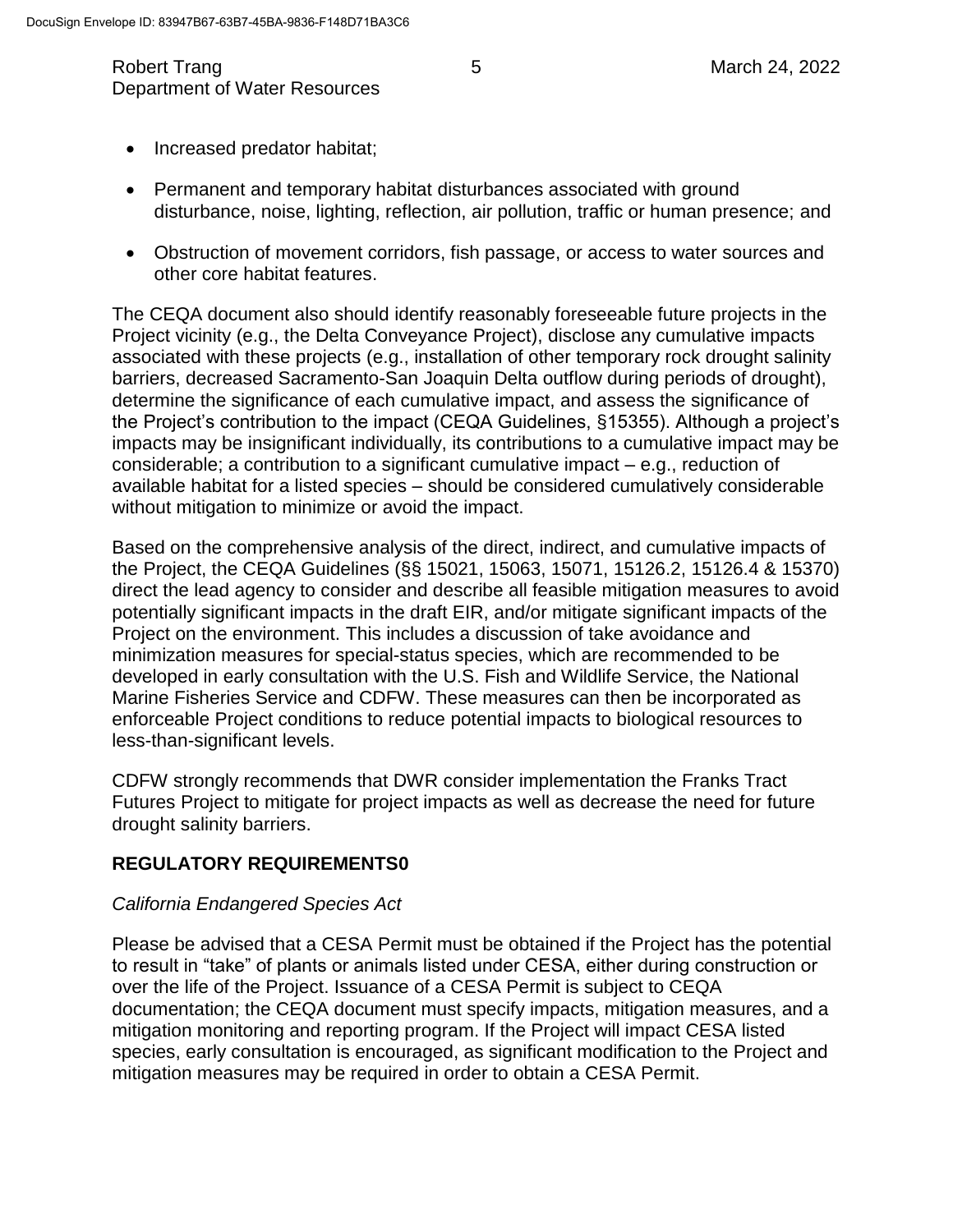- Increased predator habitat;
- Permanent and temporary habitat disturbances associated with ground disturbance, noise, lighting, reflection, air pollution, traffic or human presence; and
- Obstruction of movement corridors, fish passage, or access to water sources and other core habitat features.

The CEQA document also should identify reasonably foreseeable future projects in the Project vicinity (e.g., the Delta Conveyance Project), disclose any cumulative impacts associated with these projects (e.g., installation of other temporary rock drought salinity barriers, decreased Sacramento-San Joaquin Delta outflow during periods of drought), determine the significance of each cumulative impact, and assess the significance of the Project's contribution to the impact (CEQA Guidelines, §15355). Although a project's impacts may be insignificant individually, its contributions to a cumulative impact may be considerable; a contribution to a significant cumulative impact – e.g., reduction of available habitat for a listed species – should be considered cumulatively considerable without mitigation to minimize or avoid the impact.

Based on the comprehensive analysis of the direct, indirect, and cumulative impacts of the Project, the CEQA Guidelines (§§ 15021, 15063, 15071, 15126.2, 15126.4 & 15370) direct the lead agency to consider and describe all feasible mitigation measures to avoid potentially significant impacts in the draft EIR, and/or mitigate significant impacts of the Project on the environment. This includes a discussion of take avoidance and minimization measures for special-status species, which are recommended to be developed in early consultation with the U.S. Fish and Wildlife Service, the National Marine Fisheries Service and CDFW. These measures can then be incorporated as enforceable Project conditions to reduce potential impacts to biological resources to less-than-significant levels.

CDFW strongly recommends that DWR consider implementation the Franks Tract Futures Project to mitigate for project impacts as well as decrease the need for future drought salinity barriers.

## REGULATORY REQUIREMENTS0

*California Endangered Species Act*

Please be advised that a CESA Permit must be obtained if the Project has the potential to result in "take" of plants or animals listed under CESA, either during construction or over the life of the Project. Issuance of a CESA Permit is subject to CEQA documentation; the CEQA document must specify impacts, mitigation measures, and a mitigation monitoring and reporting program. If the Project will impact CESA listed species, early consultation is encouraged, as significant modification to the Project and mitigation measures may be required in order to obtain a CESA Permit.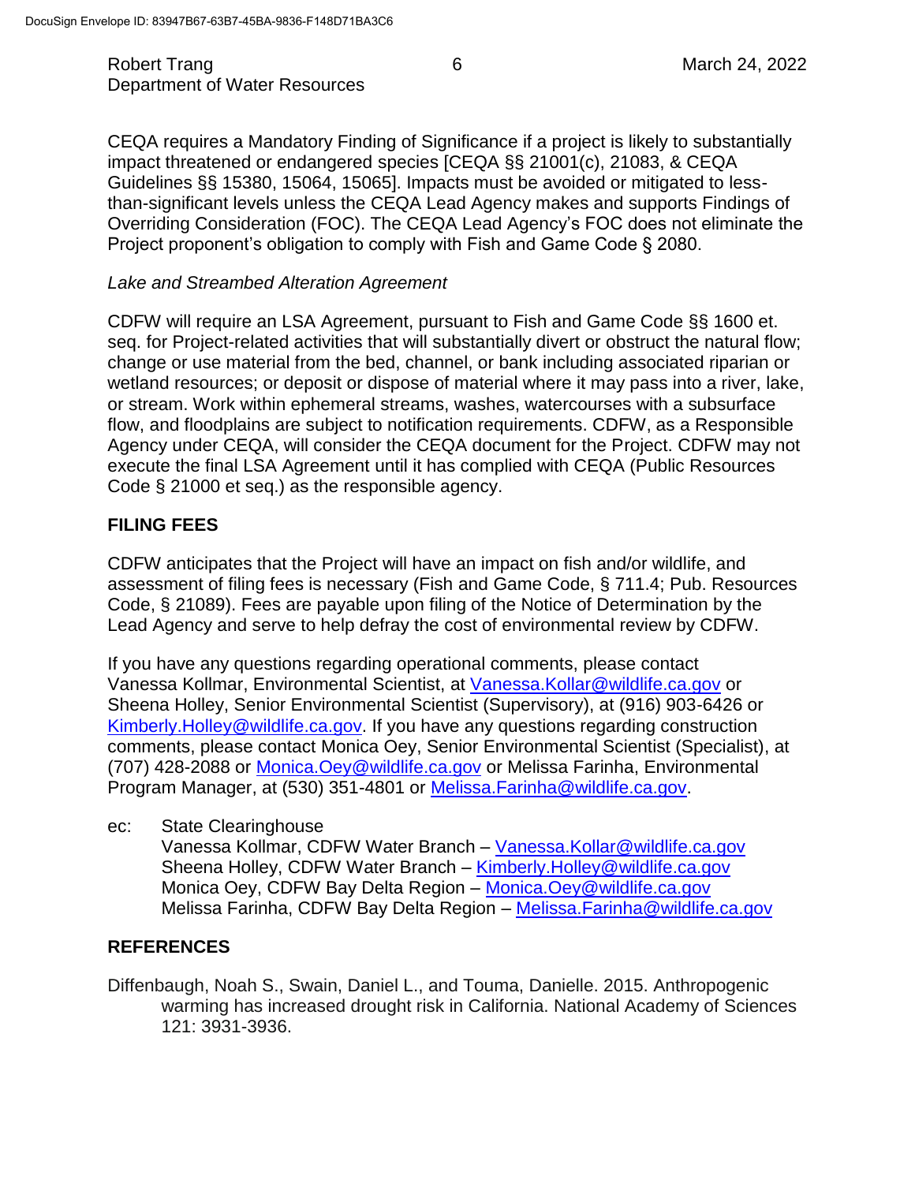CEQA requires a Mandatory Finding of Significance if a project is likely to substantially impact threatened or endangered species [CEQA §§ 21001(c), 21083, & CEQA Guidelines §§ 15380, 15064, 15065]. Impacts must be avoided or mitigated to less-than-significant levels unless the CEQA Lead Agency makes and supports Findings of Overriding Consideration (FOC). The CEQA Lead Agency's FOC does not eliminate the Project proponent's obligation to comply with Fish and Game Code § 2080.

*Lake and Streambed Alteration Agreement*

CDFW will require an LSA Agreement, pursuant to Fish and Game Code §§ 1600 et. seq. for Project-related activities that will substantially divert or obstruct the natural flow; change or use material from the bed, channel, or bank including associated riparian or wetland resources; or deposit or dispose of material where it may pass into a river, lake, or stream. Work within ephemeral streams, washes, watercourses with a subsurface flow, and floodplains are subject to notification requirements. CDFW, as a Responsible Agency under CEQA, will consider the CEQA document for the Project. CDFW may not execute the final LSA Agreement until it has complied with CEQA (Public Resources Code § 21000 et seq.) as the responsible agency.

## FILING FEES

CDFW anticipates that the Project will have an impact on fish and/or wildlife, and assessment of filing fees is necessary (Fish and Game Code, § 711.4; Pub. Resources Code, § 21089). Fees are payable upon filing of the Notice of Determination by the Lead Agency and serve to help defray the cost of environmental review by CDFW.

If you have any questions regarding operational comments, please contact Vanessa Kollmar, Environmental Scientist, at Vanessa.Kollar@wildlife.ca.gov or Sheena Holley, Senior Environmental Scientist (Supervisory), at (916) 903-6426 or Kimberly.Holley@wildlife.ca.gov. If you have any questions regarding construction comments, please contact Monica Oey, Senior Environmental Scientist (Specialist), at (707) 428-2088 or Monica.Oey@wildlife.ca.gov or Melissa Farinha, Environmental Program Manager, at (530) 351-4801 or Melissa.Farinha@wildlife.ca.gov.

ec: State Clearinghouse
Vanessa Kollmar, CDFW Water Branch – Vanessa.Kollar@wildlife.ca.gov
Sheena Holley, CDFW Water Branch – Kimberly.Holley@wildlife.ca.gov
Monica Oey, CDFW Bay Delta Region – Monica.Oey@wildlife.ca.gov
Melissa Farinha, CDFW Bay Delta Region – Melissa.Farinha@wildlife.ca.gov

## REFERENCES

Diffenbaugh, Noah S., Swain, Daniel L., and Touma, Danielle. 2015. Anthropogenic warming has increased drought risk in California. National Academy of Sciences 121: 3931-3936.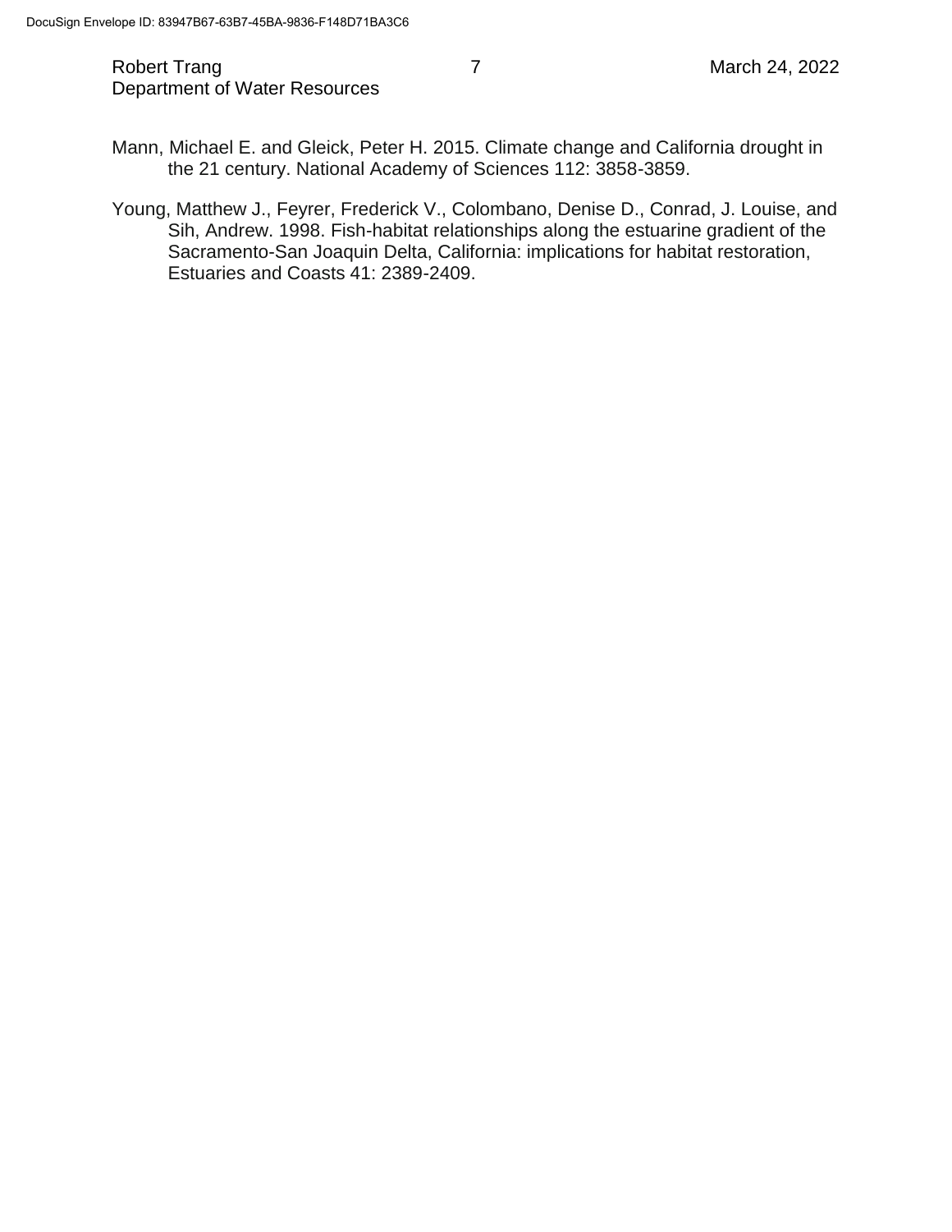Mann, Michael E. and Gleick, Peter H. 2015. Climate change and California drought in the 21 century. National Academy of Sciences 112: 3858-3859.

Young, Matthew J., Feyrer, Frederick V., Colombano, Denise D., Conrad, J. Louise, and Sih, Andrew. 1998. Fish-habitat relationships along the estuarine gradient of the Sacramento-San Joaquin Delta, California: implications for habitat restoration, Estuaries and Coasts 41: 2389-2409.